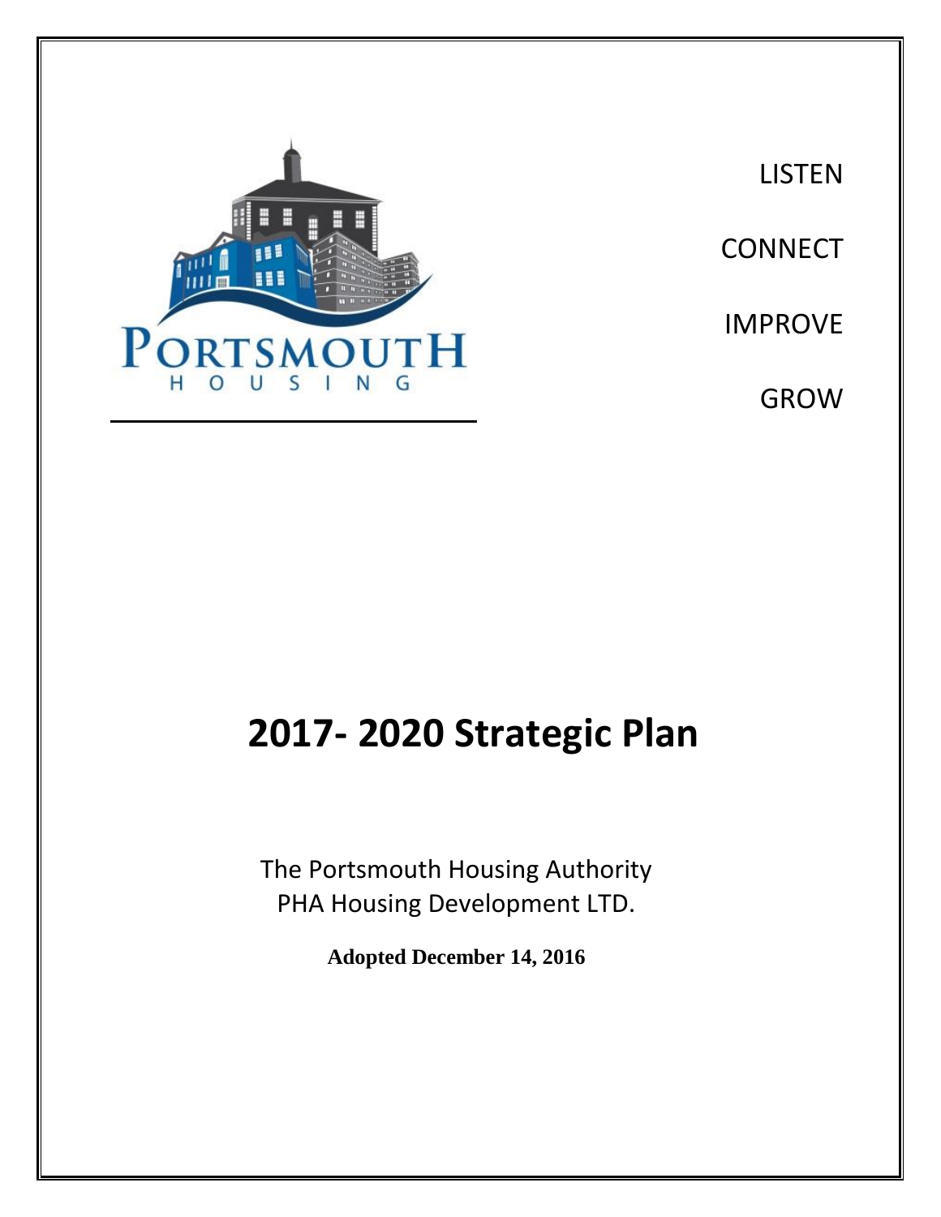PORTSMOUTH
HOUSING

LISTEN

CONNECT

IMPROVE

GROW

# 2017- 2020 Strategic Plan

The Portsmouth Housing Authority
PHA Housing Development LTD.

**Adopted December 14, 2016**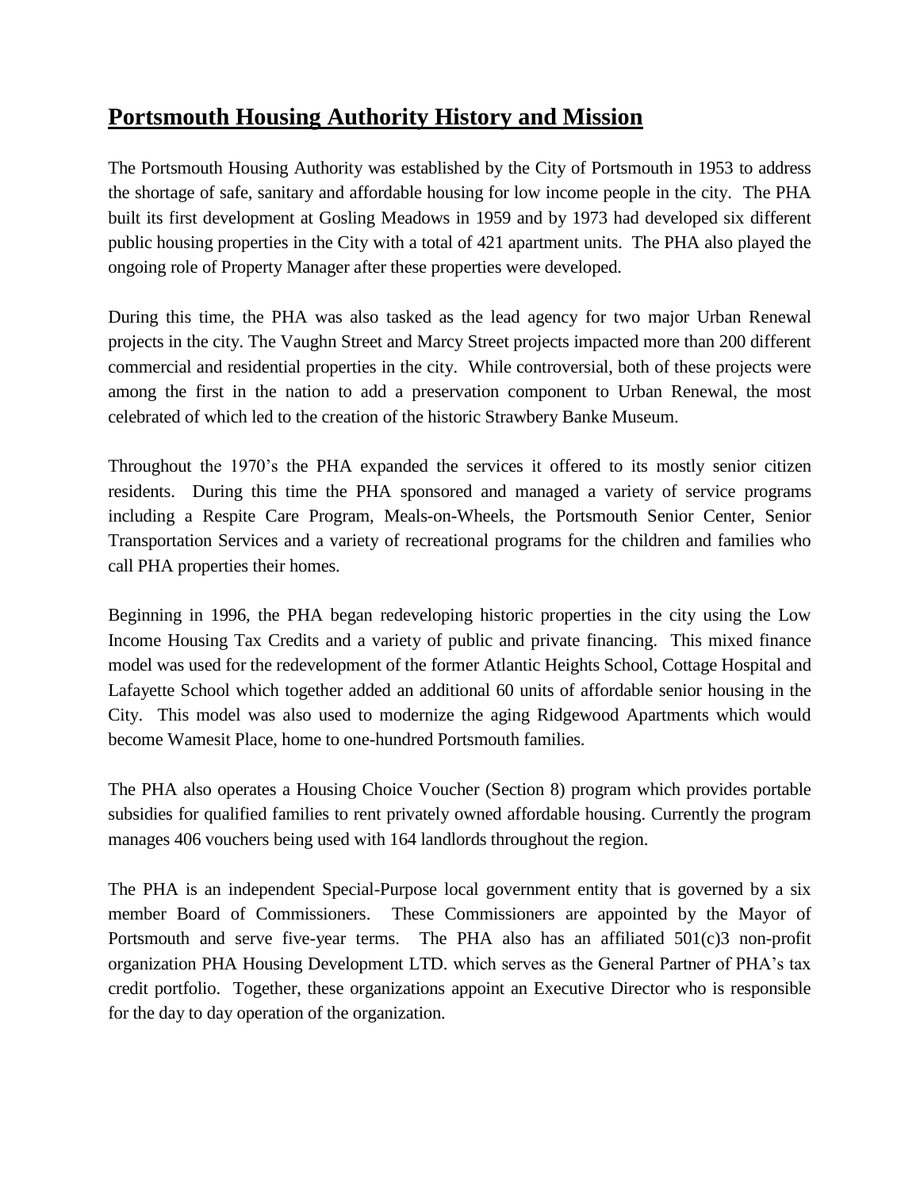## Portsmouth Housing Authority History and Mission

The Portsmouth Housing Authority was established by the City of Portsmouth in 1953 to address the shortage of safe, sanitary and affordable housing for low income people in the city. The PHA built its first development at Gosling Meadows in 1959 and by 1973 had developed six different public housing properties in the City with a total of 421 apartment units. The PHA also played the ongoing role of Property Manager after these properties were developed.

During this time, the PHA was also tasked as the lead agency for two major Urban Renewal projects in the city. The Vaughn Street and Marcy Street projects impacted more than 200 different commercial and residential properties in the city. While controversial, both of these projects were among the first in the nation to add a preservation component to Urban Renewal, the most celebrated of which led to the creation of the historic Strawbery Banke Museum.

Throughout the 1970's the PHA expanded the services it offered to its mostly senior citizen residents. During this time the PHA sponsored and managed a variety of service programs including a Respite Care Program, Meals-on-Wheels, the Portsmouth Senior Center, Senior Transportation Services and a variety of recreational programs for the children and families who call PHA properties their homes.

Beginning in 1996, the PHA began redeveloping historic properties in the city using the Low Income Housing Tax Credits and a variety of public and private financing. This mixed finance model was used for the redevelopment of the former Atlantic Heights School, Cottage Hospital and Lafayette School which together added an additional 60 units of affordable senior housing in the City. This model was also used to modernize the aging Ridgewood Apartments which would become Wamesit Place, home to one-hundred Portsmouth families.

The PHA also operates a Housing Choice Voucher (Section 8) program which provides portable subsidies for qualified families to rent privately owned affordable housing. Currently the program manages 406 vouchers being used with 164 landlords throughout the region.

The PHA is an independent Special-Purpose local government entity that is governed by a six member Board of Commissioners. These Commissioners are appointed by the Mayor of Portsmouth and serve five-year terms. The PHA also has an affiliated 501(c)3 non-profit organization PHA Housing Development LTD. which serves as the General Partner of PHA's tax credit portfolio. Together, these organizations appoint an Executive Director who is responsible for the day to day operation of the organization.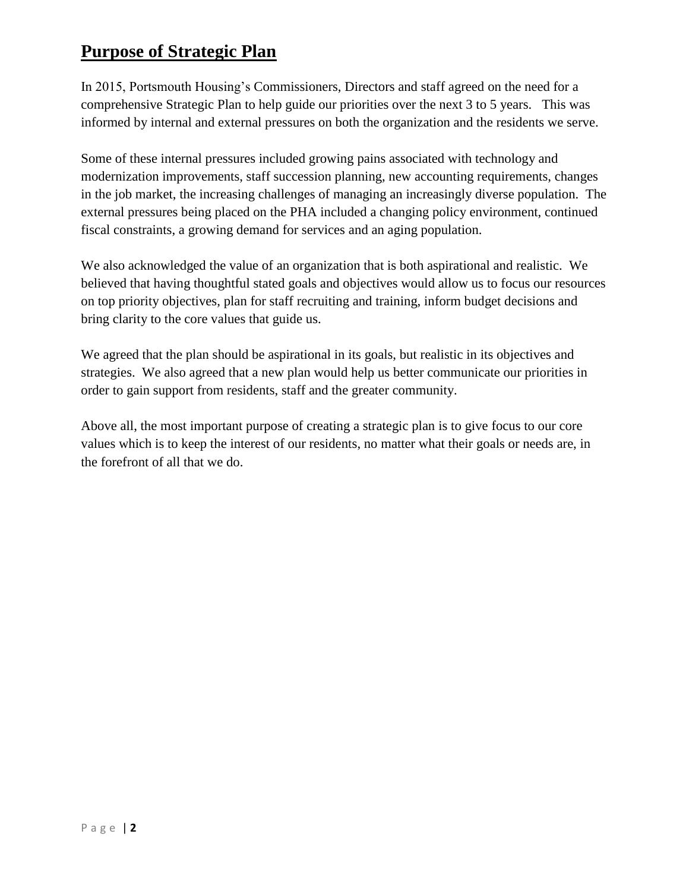# Purpose of Strategic Plan

In 2015, Portsmouth Housing's Commissioners, Directors and staff agreed on the need for a comprehensive Strategic Plan to help guide our priorities over the next 3 to 5 years. This was informed by internal and external pressures on both the organization and the residents we serve.

Some of these internal pressures included growing pains associated with technology and modernization improvements, staff succession planning, new accounting requirements, changes in the job market, the increasing challenges of managing an increasingly diverse population. The external pressures being placed on the PHA included a changing policy environment, continued fiscal constraints, a growing demand for services and an aging population.

We also acknowledged the value of an organization that is both aspirational and realistic. We believed that having thoughtful stated goals and objectives would allow us to focus our resources on top priority objectives, plan for staff recruiting and training, inform budget decisions and bring clarity to the core values that guide us.

We agreed that the plan should be aspirational in its goals, but realistic in its objectives and strategies. We also agreed that a new plan would help us better communicate our priorities in order to gain support from residents, staff and the greater community.

Above all, the most important purpose of creating a strategic plan is to give focus to our core values which is to keep the interest of our residents, no matter what their goals or needs are, in the forefront of all that we do.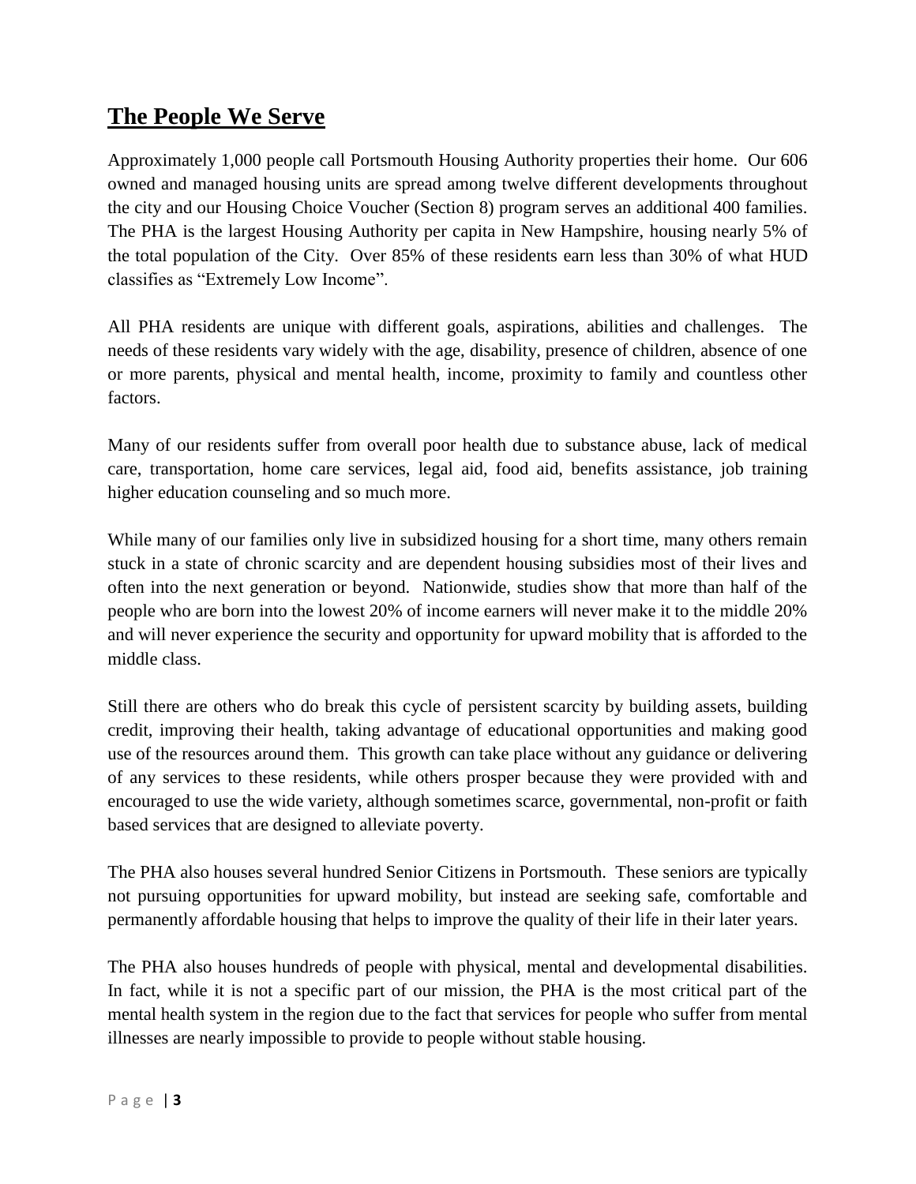## The People We Serve

Approximately 1,000 people call Portsmouth Housing Authority properties their home. Our 606 owned and managed housing units are spread among twelve different developments throughout the city and our Housing Choice Voucher (Section 8) program serves an additional 400 families. The PHA is the largest Housing Authority per capita in New Hampshire, housing nearly 5% of the total population of the City. Over 85% of these residents earn less than 30% of what HUD classifies as "Extremely Low Income".

All PHA residents are unique with different goals, aspirations, abilities and challenges. The needs of these residents vary widely with the age, disability, presence of children, absence of one or more parents, physical and mental health, income, proximity to family and countless other factors.

Many of our residents suffer from overall poor health due to substance abuse, lack of medical care, transportation, home care services, legal aid, food aid, benefits assistance, job training higher education counseling and so much more.

While many of our families only live in subsidized housing for a short time, many others remain stuck in a state of chronic scarcity and are dependent housing subsidies most of their lives and often into the next generation or beyond. Nationwide, studies show that more than half of the people who are born into the lowest 20% of income earners will never make it to the middle 20% and will never experience the security and opportunity for upward mobility that is afforded to the middle class.

Still there are others who do break this cycle of persistent scarcity by building assets, building credit, improving their health, taking advantage of educational opportunities and making good use of the resources around them. This growth can take place without any guidance or delivering of any services to these residents, while others prosper because they were provided with and encouraged to use the wide variety, although sometimes scarce, governmental, non-profit or faith based services that are designed to alleviate poverty.

The PHA also houses several hundred Senior Citizens in Portsmouth. These seniors are typically not pursuing opportunities for upward mobility, but instead are seeking safe, comfortable and permanently affordable housing that helps to improve the quality of their life in their later years.

The PHA also houses hundreds of people with physical, mental and developmental disabilities. In fact, while it is not a specific part of our mission, the PHA is the most critical part of the mental health system in the region due to the fact that services for people who suffer from mental illnesses are nearly impossible to provide to people without stable housing.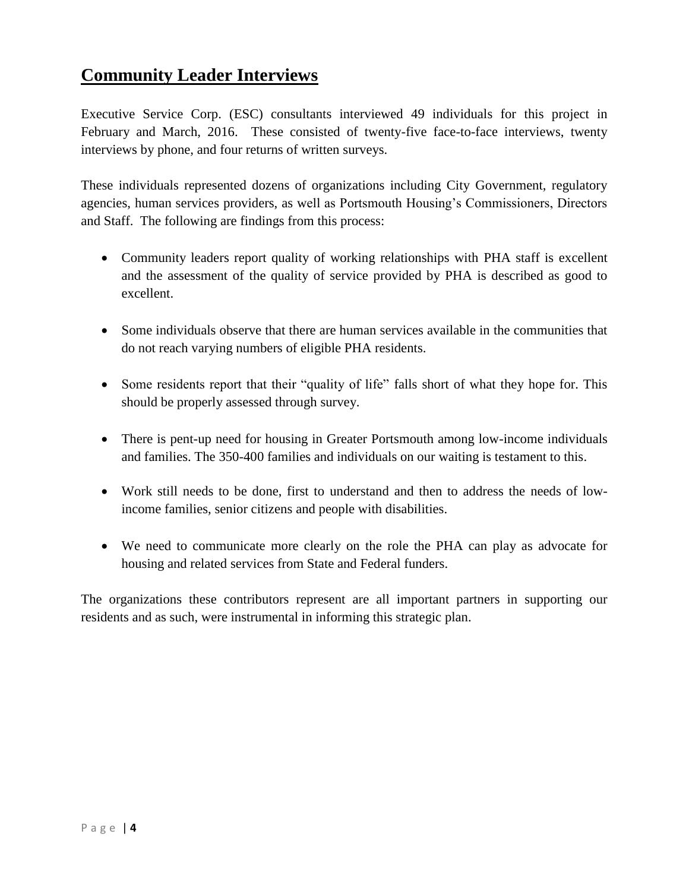## Community Leader Interviews

Executive Service Corp. (ESC) consultants interviewed 49 individuals for this project in February and March, 2016. These consisted of twenty-five face-to-face interviews, twenty interviews by phone, and four returns of written surveys.

These individuals represented dozens of organizations including City Government, regulatory agencies, human services providers, as well as Portsmouth Housing's Commissioners, Directors and Staff. The following are findings from this process:

- Community leaders report quality of working relationships with PHA staff is excellent and the assessment of the quality of service provided by PHA is described as good to excellent.
- Some individuals observe that there are human services available in the communities that do not reach varying numbers of eligible PHA residents.
- Some residents report that their "quality of life" falls short of what they hope for. This should be properly assessed through survey.
- There is pent-up need for housing in Greater Portsmouth among low-income individuals and families. The 350-400 families and individuals on our waiting is testament to this.
- Work still needs to be done, first to understand and then to address the needs of low-income families, senior citizens and people with disabilities.
- We need to communicate more clearly on the role the PHA can play as advocate for housing and related services from State and Federal funders.

The organizations these contributors represent are all important partners in supporting our residents and as such, were instrumental in informing this strategic plan.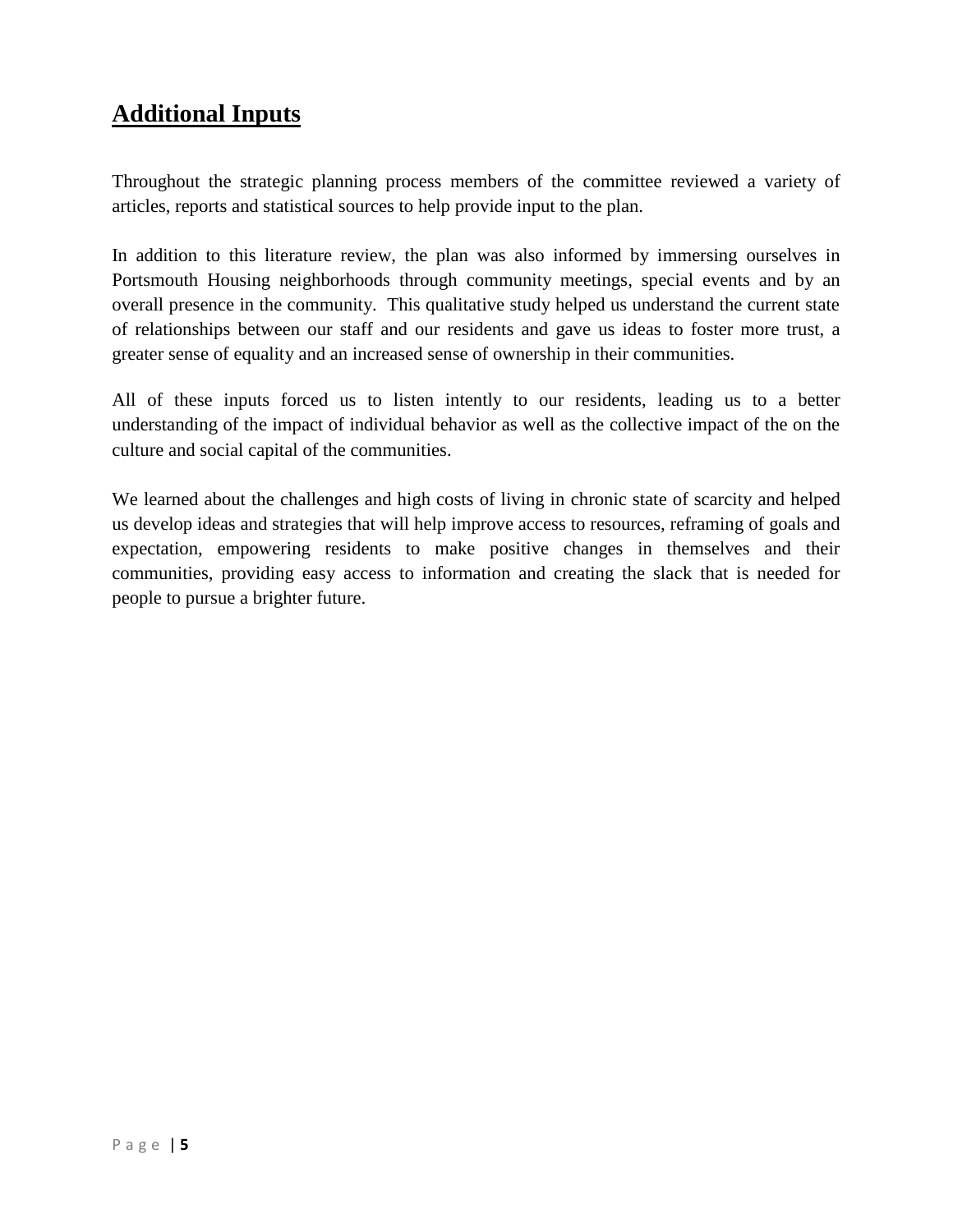## Additional Inputs

Throughout the strategic planning process members of the committee reviewed a variety of articles, reports and statistical sources to help provide input to the plan.

In addition to this literature review, the plan was also informed by immersing ourselves in Portsmouth Housing neighborhoods through community meetings, special events and by an overall presence in the community. This qualitative study helped us understand the current state of relationships between our staff and our residents and gave us ideas to foster more trust, a greater sense of equality and an increased sense of ownership in their communities.

All of these inputs forced us to listen intently to our residents, leading us to a better understanding of the impact of individual behavior as well as the collective impact of the on the culture and social capital of the communities.

We learned about the challenges and high costs of living in chronic state of scarcity and helped us develop ideas and strategies that will help improve access to resources, reframing of goals and expectation, empowering residents to make positive changes in themselves and their communities, providing easy access to information and creating the slack that is needed for people to pursue a brighter future.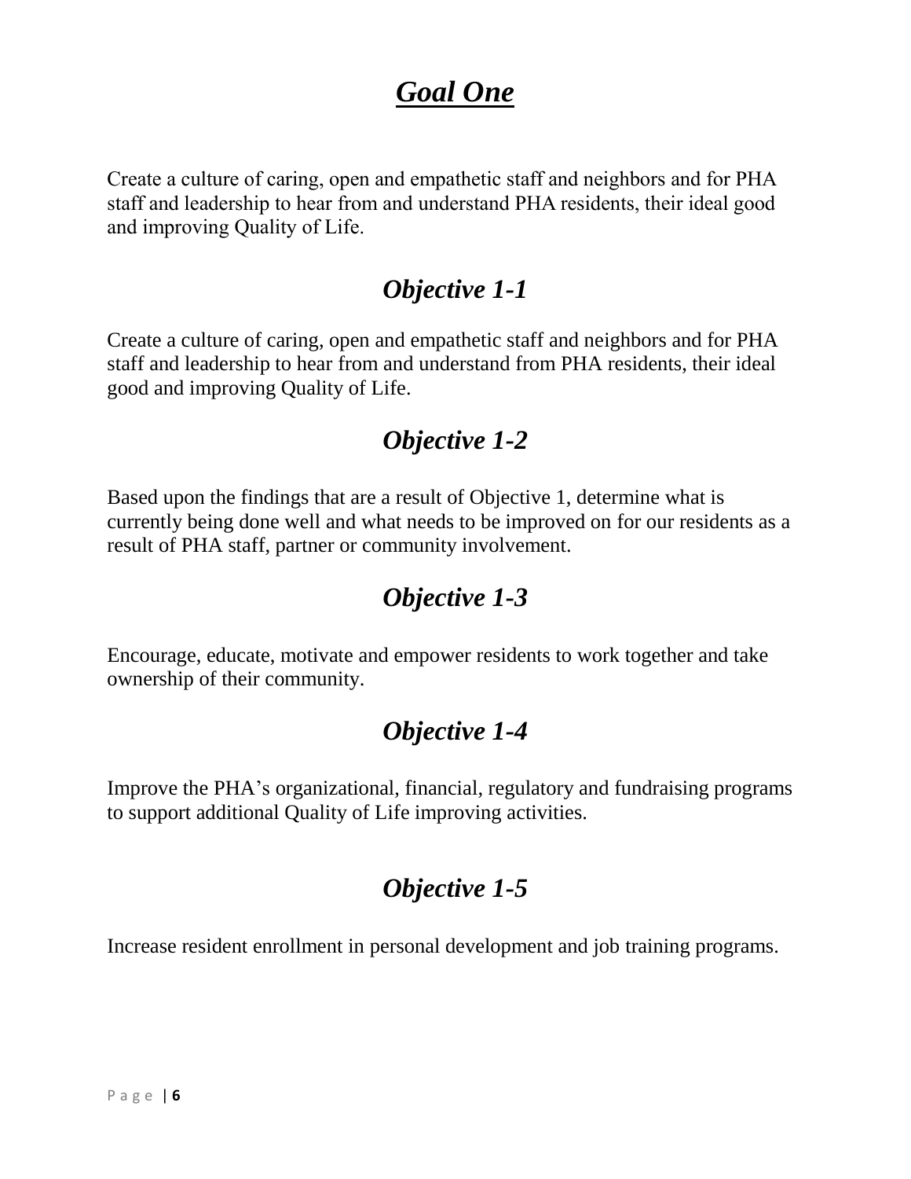# ***Goal One***

Create a culture of caring, open and empathetic staff and neighbors and for PHA staff and leadership to hear from and understand PHA residents, their ideal good and improving Quality of Life.

## *Objective 1-1*

Create a culture of caring, open and empathetic staff and neighbors and for PHA staff and leadership to hear from and understand from PHA residents, their ideal good and improving Quality of Life.

## *Objective 1-2*

Based upon the findings that are a result of Objective 1, determine what is currently being done well and what needs to be improved on for our residents as a result of PHA staff, partner or community involvement.

## *Objective 1-3*

Encourage, educate, motivate and empower residents to work together and take ownership of their community.

## *Objective 1-4*

Improve the PHA's organizational, financial, regulatory and fundraising programs to support additional Quality of Life improving activities.

## *Objective 1-5*

Increase resident enrollment in personal development and job training programs.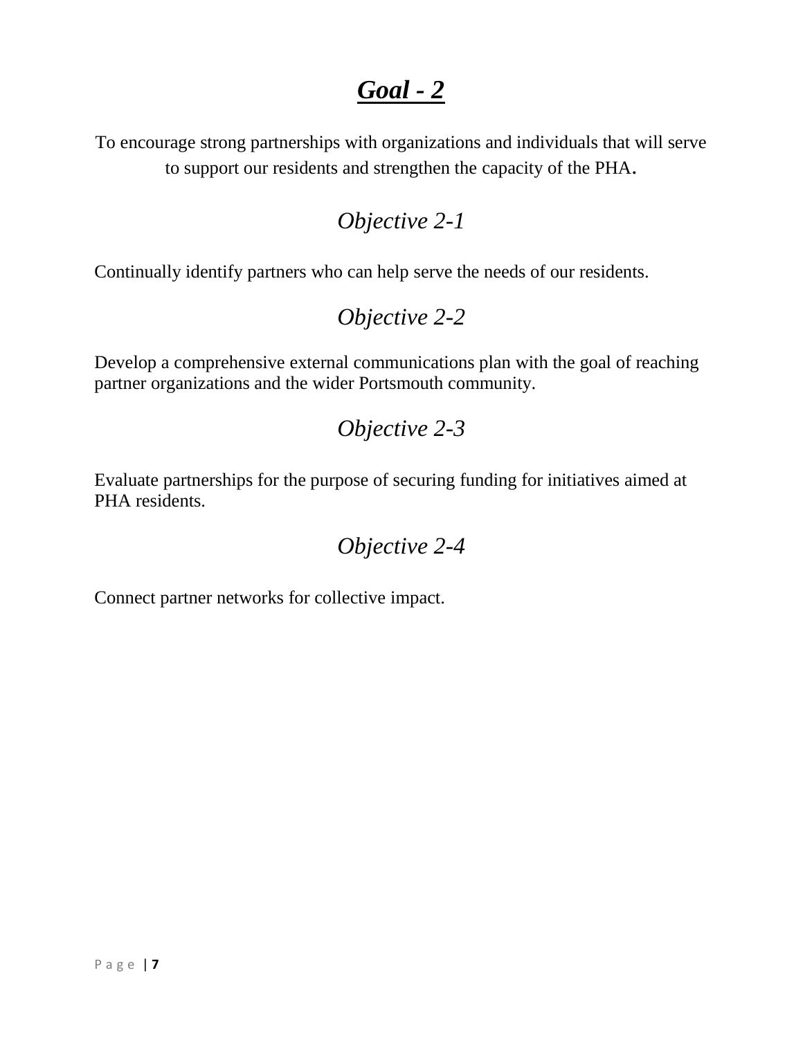# ***Goal - 2***

To encourage strong partnerships with organizations and individuals that will serve to support our residents and strengthen the capacity of the PHA.

## *Objective 2-1*

Continually identify partners who can help serve the needs of our residents.

## *Objective 2-2*

Develop a comprehensive external communications plan with the goal of reaching partner organizations and the wider Portsmouth community.

## *Objective 2-3*

Evaluate partnerships for the purpose of securing funding for initiatives aimed at PHA residents.

## *Objective 2-4*

Connect partner networks for collective impact.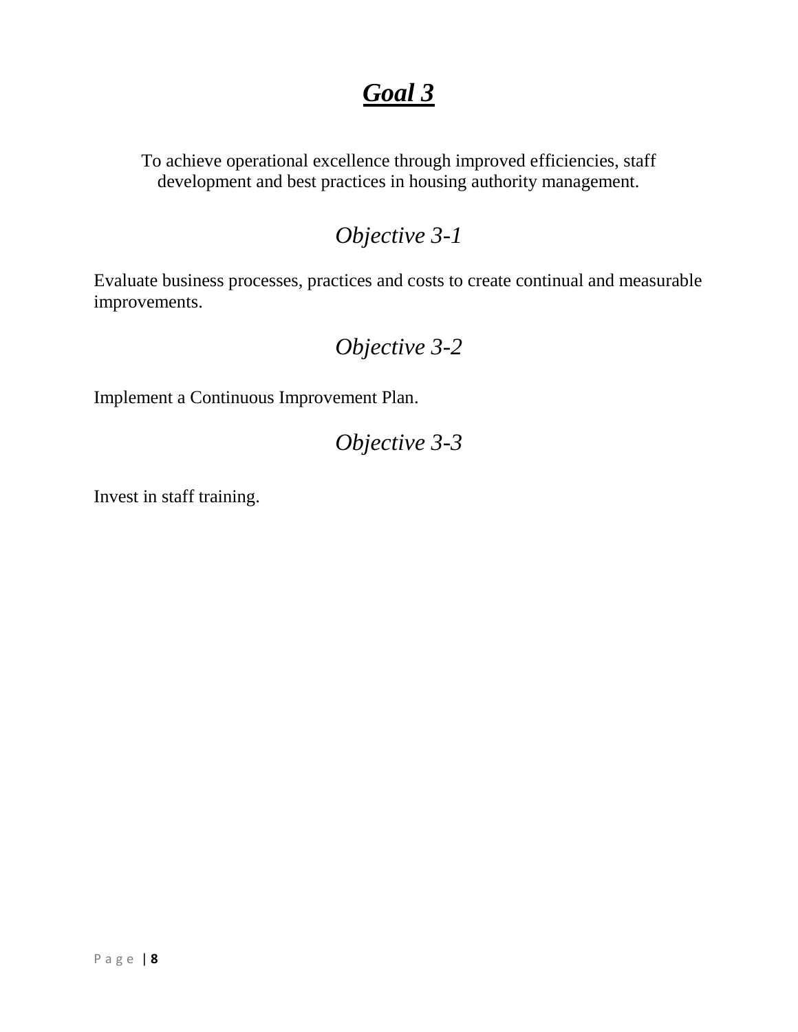# ***Goal 3***

To achieve operational excellence through improved efficiencies, staff development and best practices in housing authority management.

## *Objective 3-1*

Evaluate business processes, practices and costs to create continual and measurable improvements.

## *Objective 3-2*

Implement a Continuous Improvement Plan.

## *Objective 3-3*

Invest in staff training.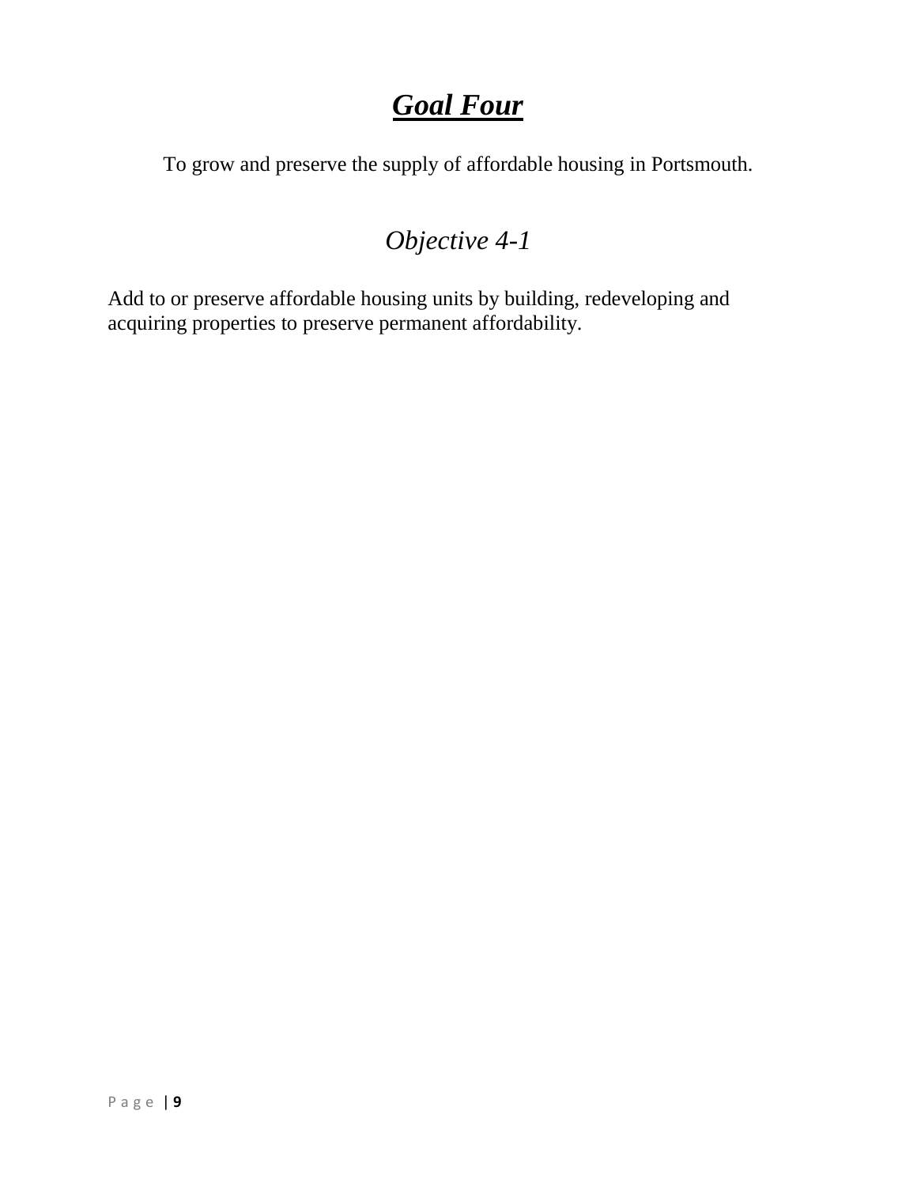# ***Goal Four***

To grow and preserve the supply of affordable housing in Portsmouth.

## *Objective 4-1*

Add to or preserve affordable housing units by building, redeveloping and acquiring properties to preserve permanent affordability.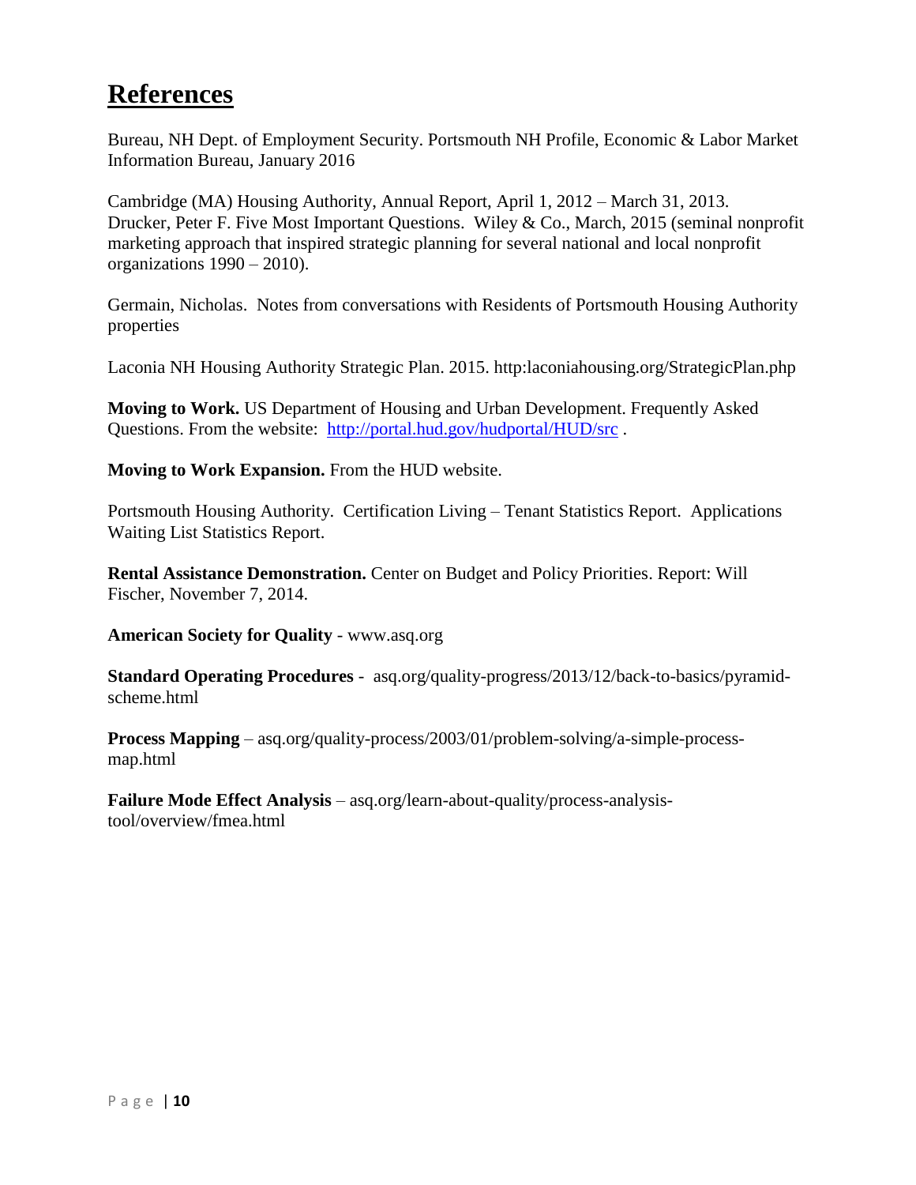# References

Bureau, NH Dept. of Employment Security. Portsmouth NH Profile, Economic & Labor Market Information Bureau, January 2016

Cambridge (MA) Housing Authority, Annual Report, April 1, 2012 – March 31, 2013.
Drucker, Peter F. Five Most Important Questions. Wiley & Co., March, 2015 (seminal nonprofit marketing approach that inspired strategic planning for several national and local nonprofit organizations 1990 – 2010).

Germain, Nicholas. Notes from conversations with Residents of Portsmouth Housing Authority properties

Laconia NH Housing Authority Strategic Plan. 2015. http:laconiahousing.org/StrategicPlan.php

**Moving to Work.** US Department of Housing and Urban Development. Frequently Asked Questions. From the website: http://portal.hud.gov/hudportal/HUD/src .

**Moving to Work Expansion.** From the HUD website.

Portsmouth Housing Authority. Certification Living – Tenant Statistics Report. Applications Waiting List Statistics Report.

**Rental Assistance Demonstration.** Center on Budget and Policy Priorities. Report: Will Fischer, November 7, 2014.

**American Society for Quality** - www.asq.org

**Standard Operating Procedures** - asq.org/quality-progress/2013/12/back-to-basics/pyramid-scheme.html

**Process Mapping** – asq.org/quality-process/2003/01/problem-solving/a-simple-process-map.html

**Failure Mode Effect Analysis** – asq.org/learn-about-quality/process-analysis-tool/overview/fmea.html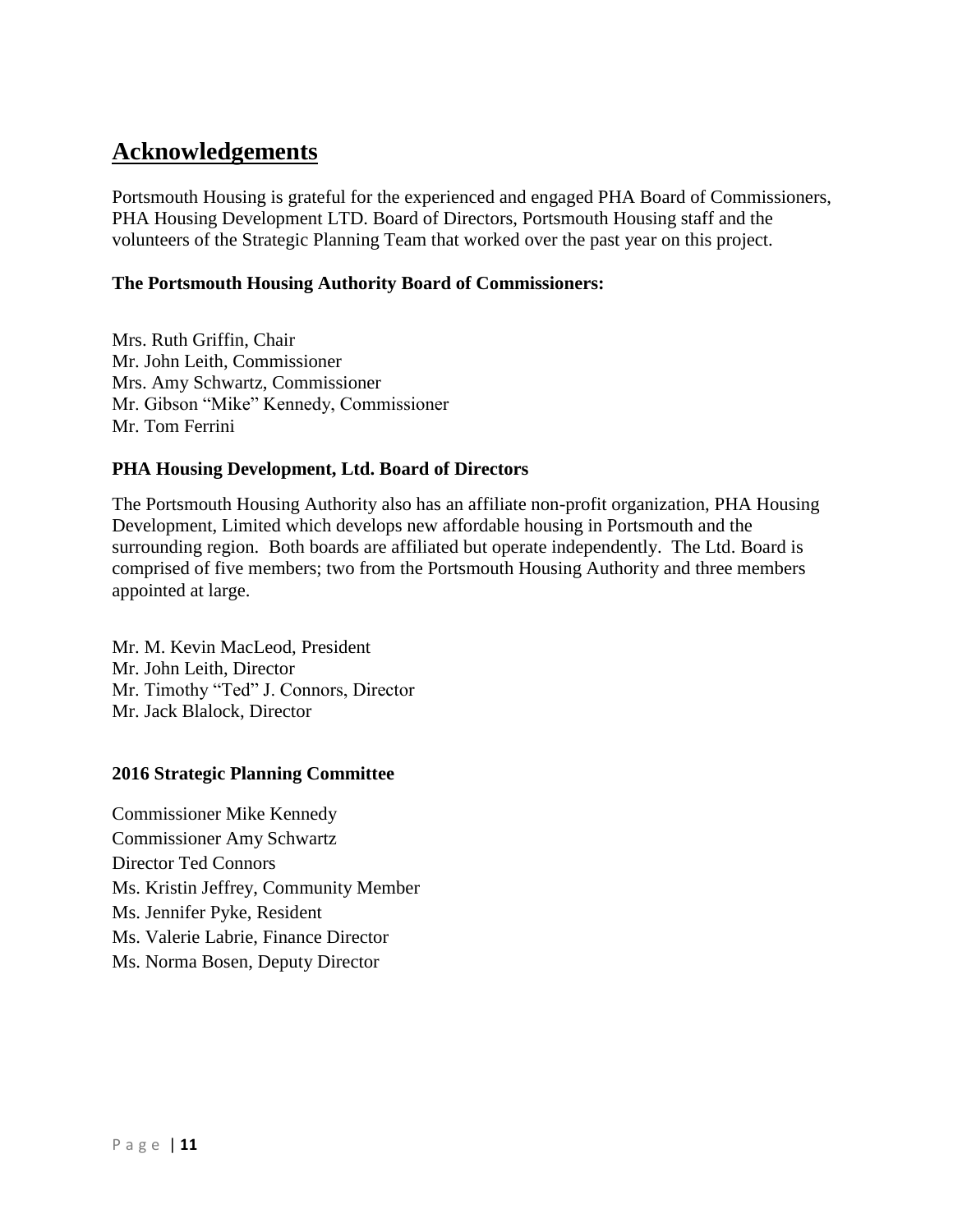## Acknowledgements

Portsmouth Housing is grateful for the experienced and engaged PHA Board of Commissioners, PHA Housing Development LTD. Board of Directors, Portsmouth Housing staff and the volunteers of the Strategic Planning Team that worked over the past year on this project.

**The Portsmouth Housing Authority Board of Commissioners:**

Mrs. Ruth Griffin, Chair
Mr. John Leith, Commissioner
Mrs. Amy Schwartz, Commissioner
Mr. Gibson "Mike" Kennedy, Commissioner
Mr. Tom Ferrini

**PHA Housing Development, Ltd. Board of Directors**

The Portsmouth Housing Authority also has an affiliate non-profit organization, PHA Housing Development, Limited which develops new affordable housing in Portsmouth and the surrounding region. Both boards are affiliated but operate independently. The Ltd. Board is comprised of five members; two from the Portsmouth Housing Authority and three members appointed at large.

Mr. M. Kevin MacLeod, President
Mr. John Leith, Director
Mr. Timothy "Ted" J. Connors, Director
Mr. Jack Blalock, Director

**2016 Strategic Planning Committee**

Commissioner Mike Kennedy
Commissioner Amy Schwartz
Director Ted Connors
Ms. Kristin Jeffrey, Community Member
Ms. Jennifer Pyke, Resident
Ms. Valerie Labrie, Finance Director
Ms. Norma Bosen, Deputy Director